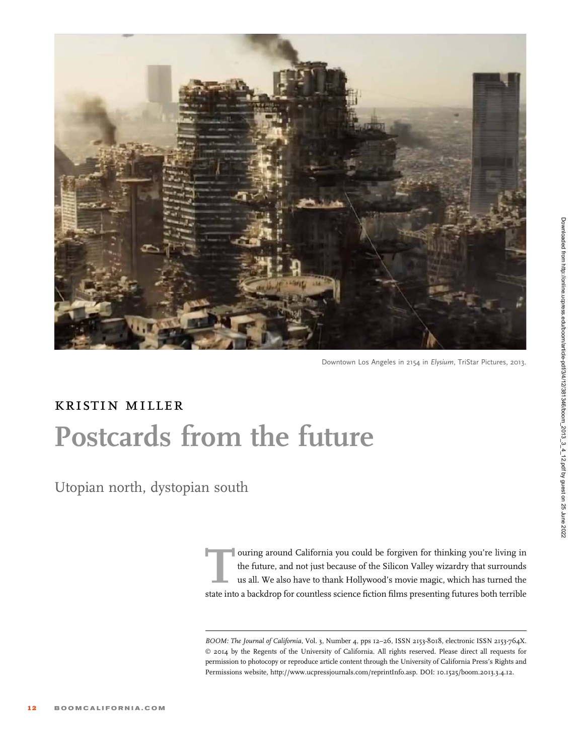Downtown Los Angeles in 2154 in *Elysium*, TriStar Pictures, 2013.

KRISTIN MILLER

# Postcards from the future

## Utopian north, dystopian south

Touring around California you could be forgiven for thinking you're living in the future, and not just because of the Silicon Valley wizardry that surrounds us all. We also have to thank Hollywood's movie magic, which has turned the state into a backdrop for countless science fiction films presenting futures both terrible

*BOOM: The Journal of California*, Vol. 3, Number 4, pps 12–26, ISSN 2153-8018, electronic ISSN 2153-764X. © 2014 by the Regents of the University of California. All rights reserved. Please direct all requests for permission to photocopy or reproduce article content through the University of California Press's Rights and Permissions website, http://www.ucpressjournals.com/reprintInfo.asp. DOI: 10.1525/boom.2013.3.4.12.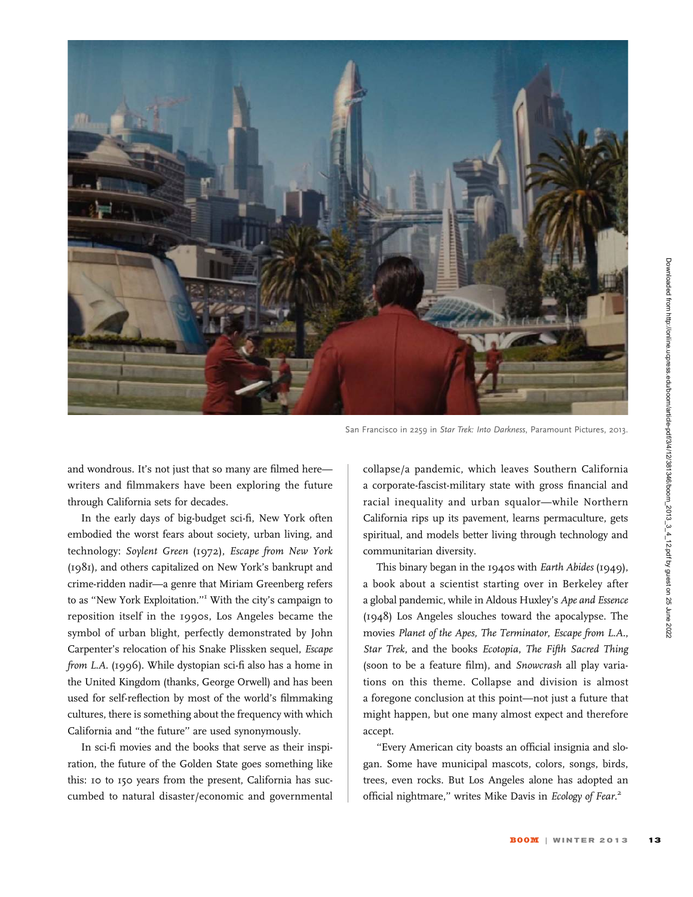San Francisco in 2259 in *Star Trek: Into Darkness*, Paramount Pictures, 2013.

and wondrous. It's not just that so many are filmed here—writers and filmmakers have been exploring the future through California sets for decades.

In the early days of big-budget sci-fi, New York often embodied the worst fears about society, urban living, and technology: *Soylent Green* (1972), *Escape from New York* (1981), and others capitalized on New York's bankrupt and crime-ridden nadir—a genre that Miriam Greenberg refers to as "New York Exploitation."[1] With the city's campaign to reposition itself in the 1990s, Los Angeles became the symbol of urban blight, perfectly demonstrated by John Carpenter's relocation of his Snake Plissken sequel, *Escape from L.A.* (1996). While dystopian sci-fi also has a home in the United Kingdom (thanks, George Orwell) and has been used for self-reflection by most of the world's filmmaking cultures, there is something about the frequency with which California and "the future" are used synonymously.

In sci-fi movies and the books that serve as their inspiration, the future of the Golden State goes something like this: 10 to 150 years from the present, California has succumbed to natural disaster/economic and governmental collapse/a pandemic, which leaves Southern California a corporate-fascist-military state with gross financial and racial inequality and urban squalor—while Northern California rips up its pavement, learns permaculture, gets spiritual, and models better living through technology and communitarian diversity.

This binary began in the 1940s with *Earth Abides* (1949), a book about a scientist starting over in Berkeley after a global pandemic, while in Aldous Huxley's *Ape and Essence* (1948) Los Angeles slouches toward the apocalypse. The movies *Planet of the Apes*, *The Terminator*, *Escape from L.A.*, *Star Trek*, and the books *Ecotopia*, *The Fifth Sacred Thing* (soon to be a feature film), and *Snowcrash* all play variations on this theme. Collapse and division is almost a foregone conclusion at this point—not just a future that might happen, but one many almost expect and therefore accept.

"Every American city boasts an official insignia and slogan. Some have municipal mascots, colors, songs, birds, trees, even rocks. But Los Angeles alone has adopted an official nightmare," writes Mike Davis in *Ecology of Fear*.[2]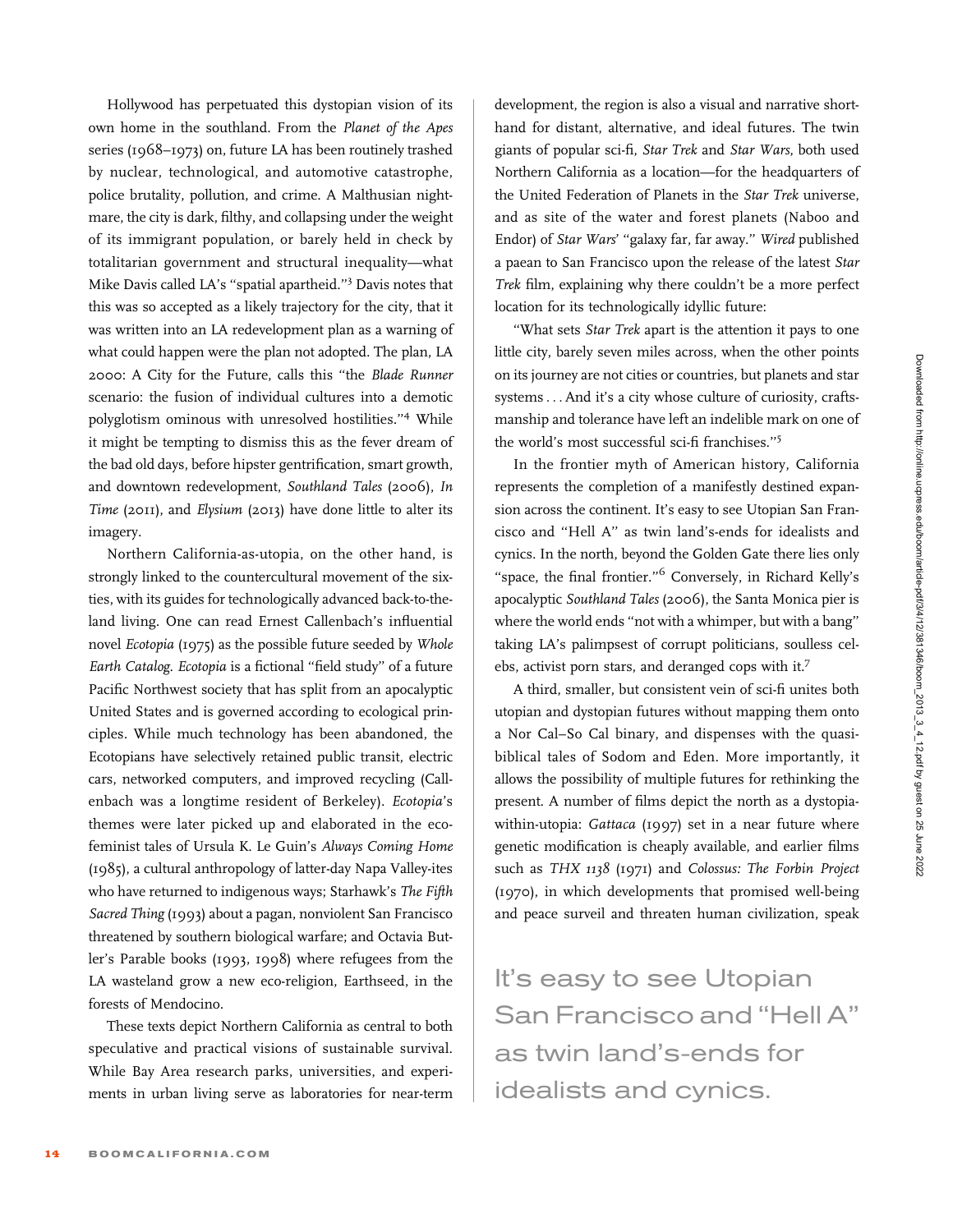Hollywood has perpetuated this dystopian vision of its own home in the southland. From the *Planet of the Apes* series (1968–1973) on, future LA has been routinely trashed by nuclear, technological, and automotive catastrophe, police brutality, pollution, and crime. A Malthusian nightmare, the city is dark, filthy, and collapsing under the weight of its immigrant population, or barely held in check by totalitarian government and structural inequality—what Mike Davis called LA's "spatial apartheid."[3] Davis notes that this was so accepted as a likely trajectory for the city, that it was written into an LA redevelopment plan as a warning of what could happen were the plan not adopted. The plan, LA 2000: A City for the Future, calls this "the *Blade Runner* scenario: the fusion of individual cultures into a demotic polyglotism ominous with unresolved hostilities."[4] While it might be tempting to dismiss this as the fever dream of the bad old days, before hipster gentrification, smart growth, and downtown redevelopment, *Southland Tales* (2006), *In Time* (2011), and *Elysium* (2013) have done little to alter its imagery.

Northern California-as-utopia, on the other hand, is strongly linked to the countercultural movement of the sixties, with its guides for technologically advanced back-to-the-land living. One can read Ernest Callenbach's influential novel *Ecotopia* (1975) as the possible future seeded by *Whole Earth Catalog*. *Ecotopia* is a fictional "field study" of a future Pacific Northwest society that has split from an apocalyptic United States and is governed according to ecological principles. While much technology has been abandoned, the Ecotopians have selectively retained public transit, electric cars, networked computers, and improved recycling (Callenbach was a longtime resident of Berkeley). *Ecotopia*'s themes were later picked up and elaborated in the eco-feminist tales of Ursula K. Le Guin's *Always Coming Home* (1985), a cultural anthropology of latter-day Napa Valley-ites who have returned to indigenous ways; Starhawk's *The Fifth Sacred Thing* (1993) about a pagan, nonviolent San Francisco threatened by southern biological warfare; and Octavia Butler's Parable books (1993, 1998) where refugees from the LA wasteland grow a new eco-religion, Earthseed, in the forests of Mendocino.

These texts depict Northern California as central to both speculative and practical visions of sustainable survival. While Bay Area research parks, universities, and experiments in urban living serve as laboratories for near-term development, the region is also a visual and narrative shorthand for distant, alternative, and ideal futures. The twin giants of popular sci-fi, *Star Trek* and *Star Wars*, both used Northern California as a location—for the headquarters of the United Federation of Planets in the *Star Trek* universe, and as site of the water and forest planets (Naboo and Endor) of *Star Wars*' "galaxy far, far away." *Wired* published a paean to San Francisco upon the release of the latest *Star Trek* film, explaining why there couldn't be a more perfect location for its technologically idyllic future:

"What sets *Star Trek* apart is the attention it pays to one little city, barely seven miles across, when the other points on its journey are not cities or countries, but planets and star systems . . . And it's a city whose culture of curiosity, craftsmanship and tolerance have left an indelible mark on one of the world's most successful sci-fi franchises."[5]

In the frontier myth of American history, California represents the completion of a manifestly destined expansion across the continent. It's easy to see Utopian San Francisco and "Hell A" as twin land's-ends for idealists and cynics. In the north, beyond the Golden Gate there lies only "space, the final frontier."[6] Conversely, in Richard Kelly's apocalyptic *Southland Tales* (2006), the Santa Monica pier is where the world ends "not with a whimper, but with a bang" taking LA's palimpsest of corrupt politicians, soulless celebs, activist porn stars, and deranged cops with it.[7]

A third, smaller, but consistent vein of sci-fi unites both utopian and dystopian futures without mapping them onto a Nor Cal–So Cal binary, and dispenses with the quasi-biblical tales of Sodom and Eden. More importantly, it allows the possibility of multiple futures for rethinking the present. A number of films depict the north as a dystopia-within-utopia: *Gattaca* (1997) set in a near future where genetic modification is cheaply available, and earlier films such as *THX 1138* (1971) and *Colossus: The Forbin Project* (1970), in which developments that promised well-being and peace surveil and threaten human civilization, speak

> It's easy to see Utopian San Francisco and "Hell A" as twin land's-ends for idealists and cynics.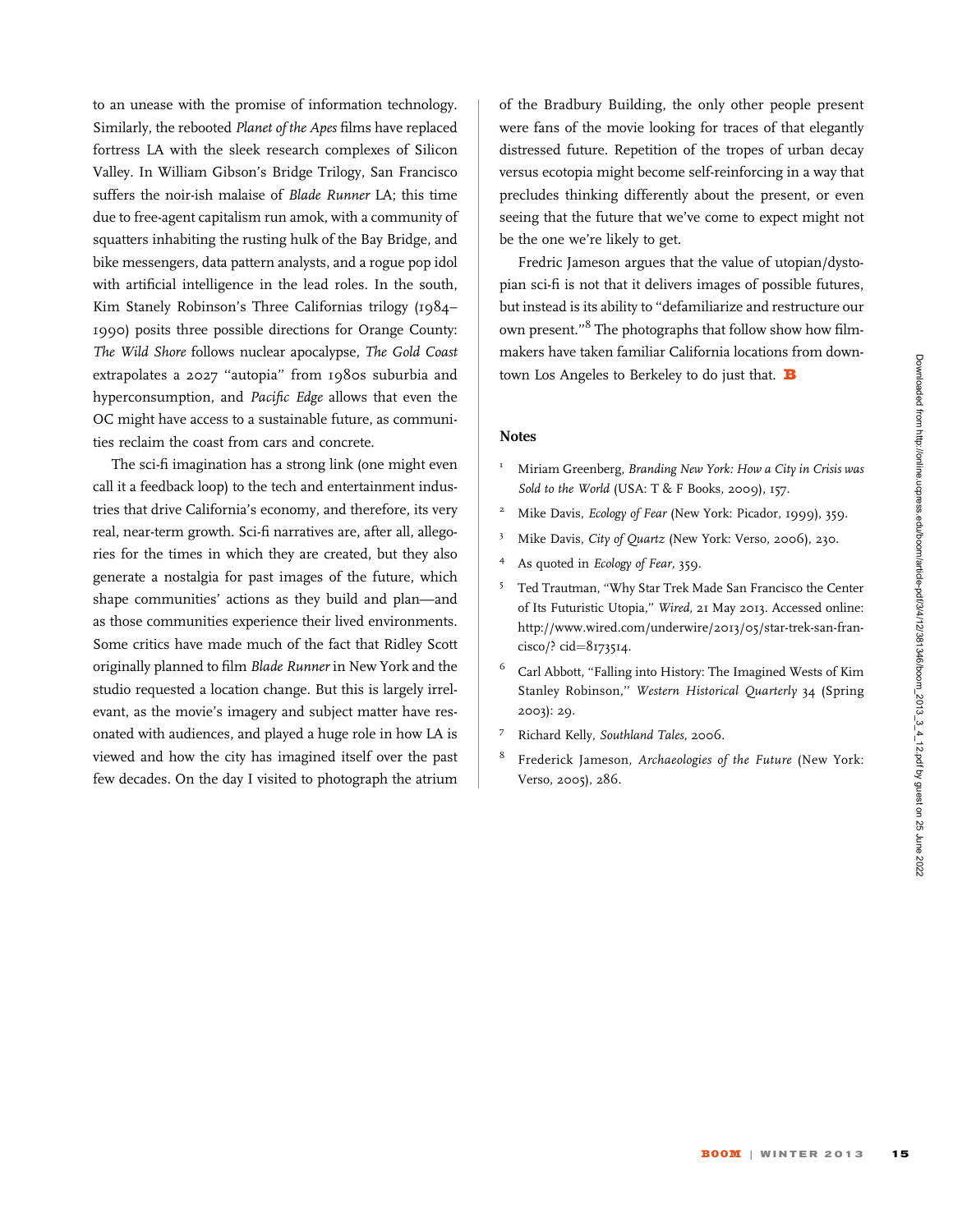to an unease with the promise of information technology. Similarly, the rebooted *Planet of the Apes* films have replaced fortress LA with the sleek research complexes of Silicon Valley. In William Gibson's Bridge Trilogy, San Francisco suffers the noir-ish malaise of *Blade Runner* LA; this time due to free-agent capitalism run amok, with a community of squatters inhabiting the rusting hulk of the Bay Bridge, and bike messengers, data pattern analysts, and a rogue pop idol with artificial intelligence in the lead roles. In the south, Kim Stanely Robinson's Three Californias trilogy (1984–1990) posits three possible directions for Orange County: *The Wild Shore* follows nuclear apocalypse, *The Gold Coast* extrapolates a 2027 "autopia" from 1980s suburbia and hyperconsumption, and *Pacific Edge* allows that even the OC might have access to a sustainable future, as communities reclaim the coast from cars and concrete.

The sci-fi imagination has a strong link (one might even call it a feedback loop) to the tech and entertainment industries that drive California's economy, and therefore, its very real, near-term growth. Sci-fi narratives are, after all, allegories for the times in which they are created, but they also generate a nostalgia for past images of the future, which shape communities' actions as they build and plan—and as those communities experience their lived environments. Some critics have made much of the fact that Ridley Scott originally planned to film *Blade Runner* in New York and the studio requested a location change. But this is largely irrelevant, as the movie's imagery and subject matter have resonated with audiences, and played a huge role in how LA is viewed and how the city has imagined itself over the past few decades. On the day I visited to photograph the atrium of the Bradbury Building, the only other people present were fans of the movie looking for traces of that elegantly distressed future. Repetition of the tropes of urban decay versus ecotopia might become self-reinforcing in a way that precludes thinking differently about the present, or even seeing that the future that we've come to expect might not be the one we're likely to get.

Fredric Jameson argues that the value of utopian/dystopian sci-fi is not that it delivers images of possible futures, but instead is its ability to "defamiliarize and restructure our own present."[8] The photographs that follow show how filmmakers have taken familiar California locations from downtown Los Angeles to Berkeley to do just that. **B**

## Notes

1. Miriam Greenberg, *Branding New York: How a City in Crisis was Sold to the World* (USA: T & F Books, 2009), 157.
2. Mike Davis, *Ecology of Fear* (New York: Picador, 1999), 359.
3. Mike Davis, *City of Quartz* (New York: Verso, 2006), 230.
4. As quoted in *Ecology of Fear,* 359.
5. Ted Trautman, "Why Star Trek Made San Francisco the Center of Its Futuristic Utopia," *Wired,* 21 May 2013. Accessed online: http://www.wired.com/underwire/2013/05/star-trek-san-francisco/? cid=8173514.
6. Carl Abbott, "Falling into History: The Imagined Wests of Kim Stanley Robinson," *Western Historical Quarterly* 34 (Spring 2003): 29.
7. Richard Kelly, *Southland Tales,* 2006.
8. Frederick Jameson, *Archaeologies of the Future* (New York: Verso, 2005), 286.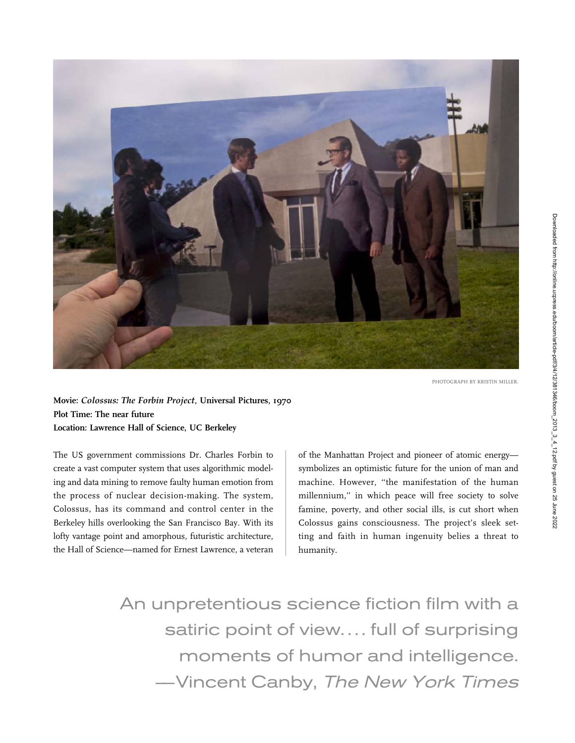PHOTOGRAPH BY KRISTIN MILLER.

**Movie: *Colossus: The Forbin Project*, Universal Pictures, 1970**
**Plot Time: The near future**
**Location: Lawrence Hall of Science, UC Berkeley**

The US government commissions Dr. Charles Forbin to create a vast computer system that uses algorithmic modeling and data mining to remove faulty human emotion from the process of nuclear decision-making. The system, Colossus, has its command and control center in the Berkeley hills overlooking the San Francisco Bay. With its lofty vantage point and amorphous, futuristic architecture, the Hall of Science—named for Ernest Lawrence, a veteran of the Manhattan Project and pioneer of atomic energy—symbolizes an optimistic future for the union of man and machine. However, "the manifestation of the human millennium," in which peace will free society to solve famine, poverty, and other social ills, is cut short when Colossus gains consciousness. The project's sleek setting and faith in human ingenuity belies a threat to humanity.

An unpretentious science fiction film with a satiric point of view.... full of surprising moments of humor and intelligence.
—Vincent Canby, *The New York Times*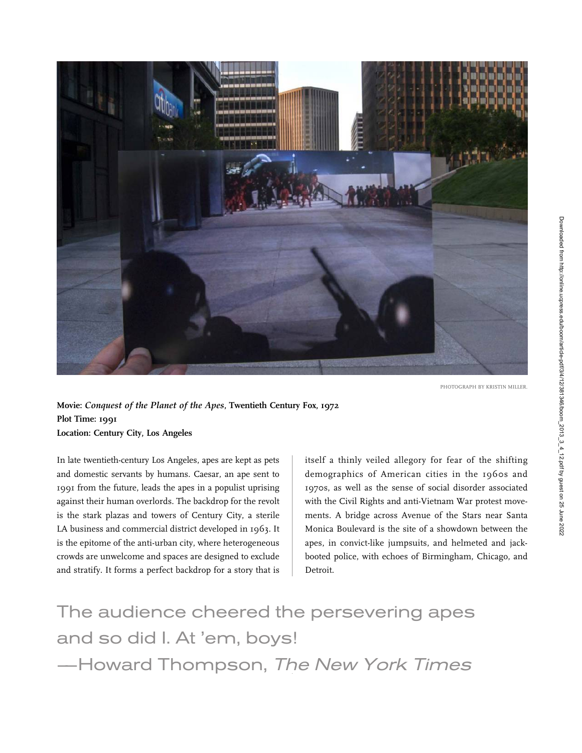PHOTOGRAPH BY KRISTIN MILLER.

**Movie:** ***Conquest of the Planet of the Apes*****, Twentieth Century Fox, 1972**
**Plot Time: 1991**
**Location: Century City, Los Angeles**

In late twentieth-century Los Angeles, apes are kept as pets and domestic servants by humans. Caesar, an ape sent to 1991 from the future, leads the apes in a populist uprising against their human overlords. The backdrop for the revolt is the stark plazas and towers of Century City, a sterile LA business and commercial district developed in 1963. It is the epitome of the anti-urban city, where heterogeneous crowds are unwelcome and spaces are designed to exclude and stratify. It forms a perfect backdrop for a story that is itself a thinly veiled allegory for fear of the shifting demographics of American cities in the 1960s and 1970s, as well as the sense of social disorder associated with the Civil Rights and anti-Vietnam War protest movements. A bridge across Avenue of the Stars near Santa Monica Boulevard is the site of a showdown between the apes, in convict-like jumpsuits, and helmeted and jack-booted police, with echoes of Birmingham, Chicago, and Detroit.

The audience cheered the persevering apes and so did I. At 'em, boys!
—Howard Thompson, *The New York Times*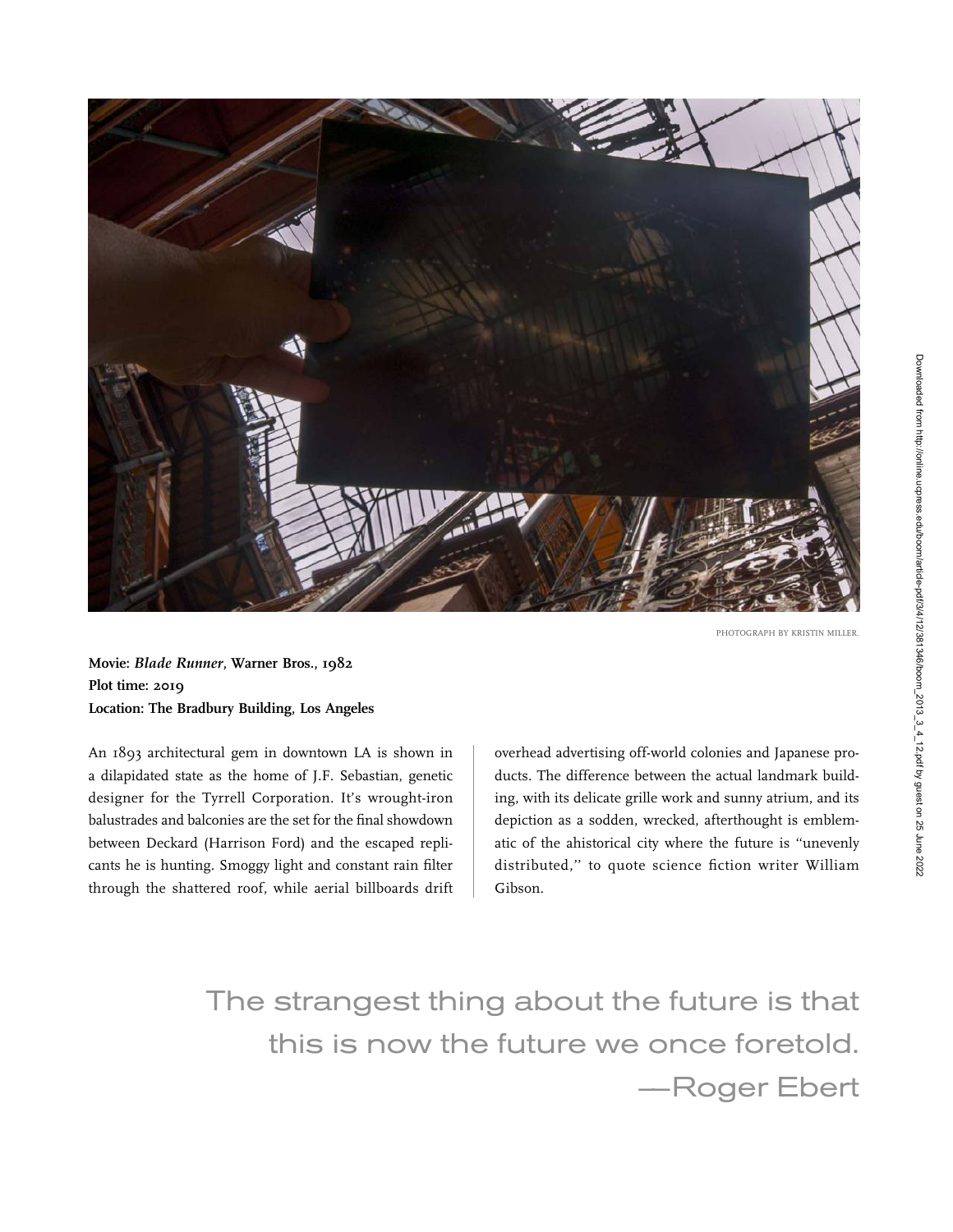PHOTOGRAPH BY KRISTIN MILLER.

**Movie:** ***Blade Runner*****, Warner Bros., 1982**
**Plot time: 2019**
**Location: The Bradbury Building, Los Angeles**

An 1893 architectural gem in downtown LA is shown in a dilapidated state as the home of J.F. Sebastian, genetic designer for the Tyrrell Corporation. It's wrought-iron balustrades and balconies are the set for the final showdown between Deckard (Harrison Ford) and the escaped replicants he is hunting. Smoggy light and constant rain filter through the shattered roof, while aerial billboards drift overhead advertising off-world colonies and Japanese products. The difference between the actual landmark building, with its delicate grille work and sunny atrium, and its depiction as a sodden, wrecked, afterthought is emblematic of the ahistorical city where the future is "unevenly distributed," to quote science fiction writer William Gibson.

> The strangest thing about the future is that this is now the future we once foretold.
> —Roger Ebert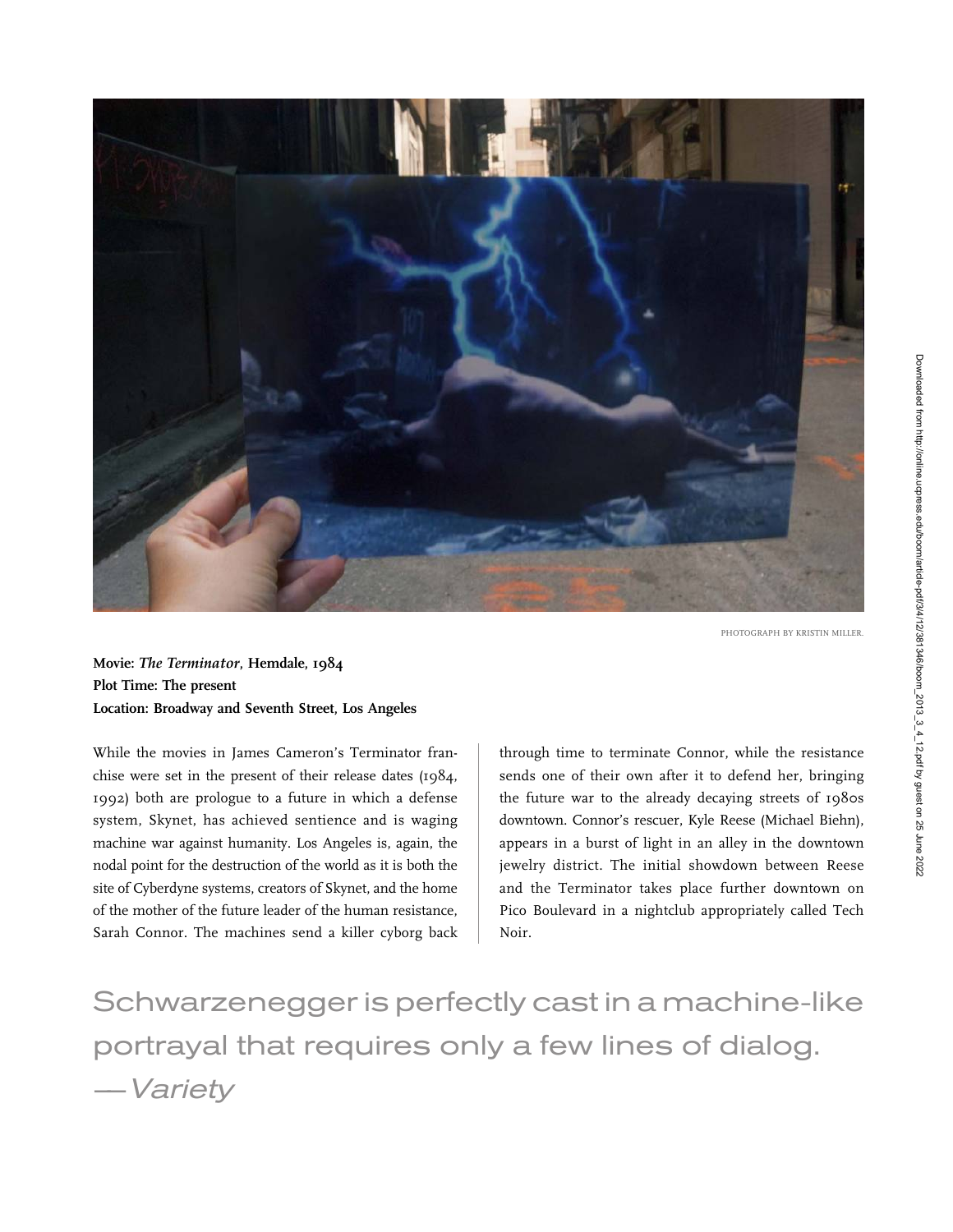PHOTOGRAPH BY KRISTIN MILLER.

**Movie: *The Terminator*, Hemdale, 1984**
**Plot Time: The present**
**Location: Broadway and Seventh Street, Los Angeles**

While the movies in James Cameron's Terminator franchise were set in the present of their release dates (1984, 1992) both are prologue to a future in which a defense system, Skynet, has achieved sentience and is waging machine war against humanity. Los Angeles is, again, the nodal point for the destruction of the world as it is both the site of Cyberdyne systems, creators of Skynet, and the home of the mother of the future leader of the human resistance, Sarah Connor. The machines send a killer cyborg back through time to terminate Connor, while the resistance sends one of their own after it to defend her, bringing the future war to the already decaying streets of 1980s downtown. Connor's rescuer, Kyle Reese (Michael Biehn), appears in a burst of light in an alley in the downtown jewelry district. The initial showdown between Reese and the Terminator takes place further downtown on Pico Boulevard in a nightclub appropriately called Tech Noir.

> Schwarzenegger is perfectly cast in a machine-like portrayal that requires only a few lines of dialog.
> —*Variety*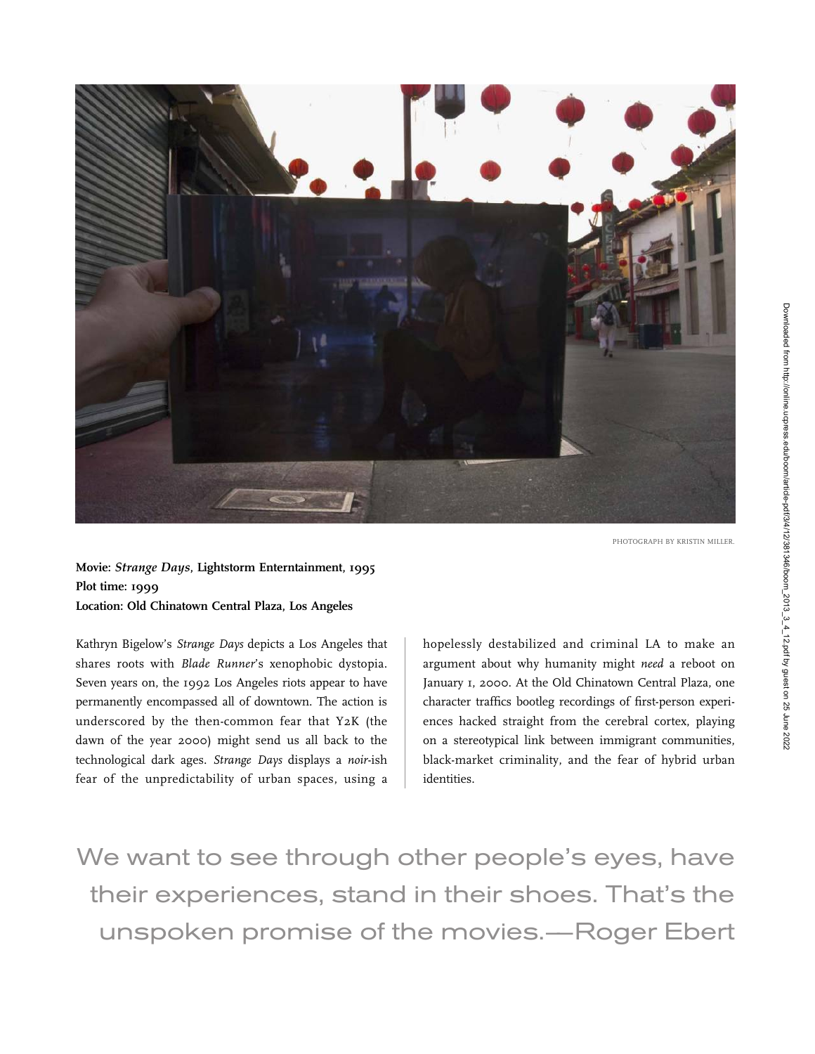PHOTOGRAPH BY KRISTIN MILLER.

**Movie: *Strange Days*, Lightstorm Enterntainment, 1995**
**Plot time: 1999**
**Location: Old Chinatown Central Plaza, Los Angeles**

Kathryn Bigelow's *Strange Days* depicts a Los Angeles that shares roots with *Blade Runner*'s xenophobic dystopia. Seven years on, the 1992 Los Angeles riots appear to have permanently encompassed all of downtown. The action is underscored by the then-common fear that Y2K (the dawn of the year 2000) might send us all back to the technological dark ages. *Strange Days* displays a *noir*-ish fear of the unpredictability of urban spaces, using a hopelessly destabilized and criminal LA to make an argument about why humanity might *need* a reboot on January 1, 2000. At the Old Chinatown Central Plaza, one character traffics bootleg recordings of first-person experiences hacked straight from the cerebral cortex, playing on a stereotypical link between immigrant communities, black-market criminality, and the fear of hybrid urban identities.

We want to see through other people's eyes, have their experiences, stand in their shoes. That's the unspoken promise of the movies.—Roger Ebert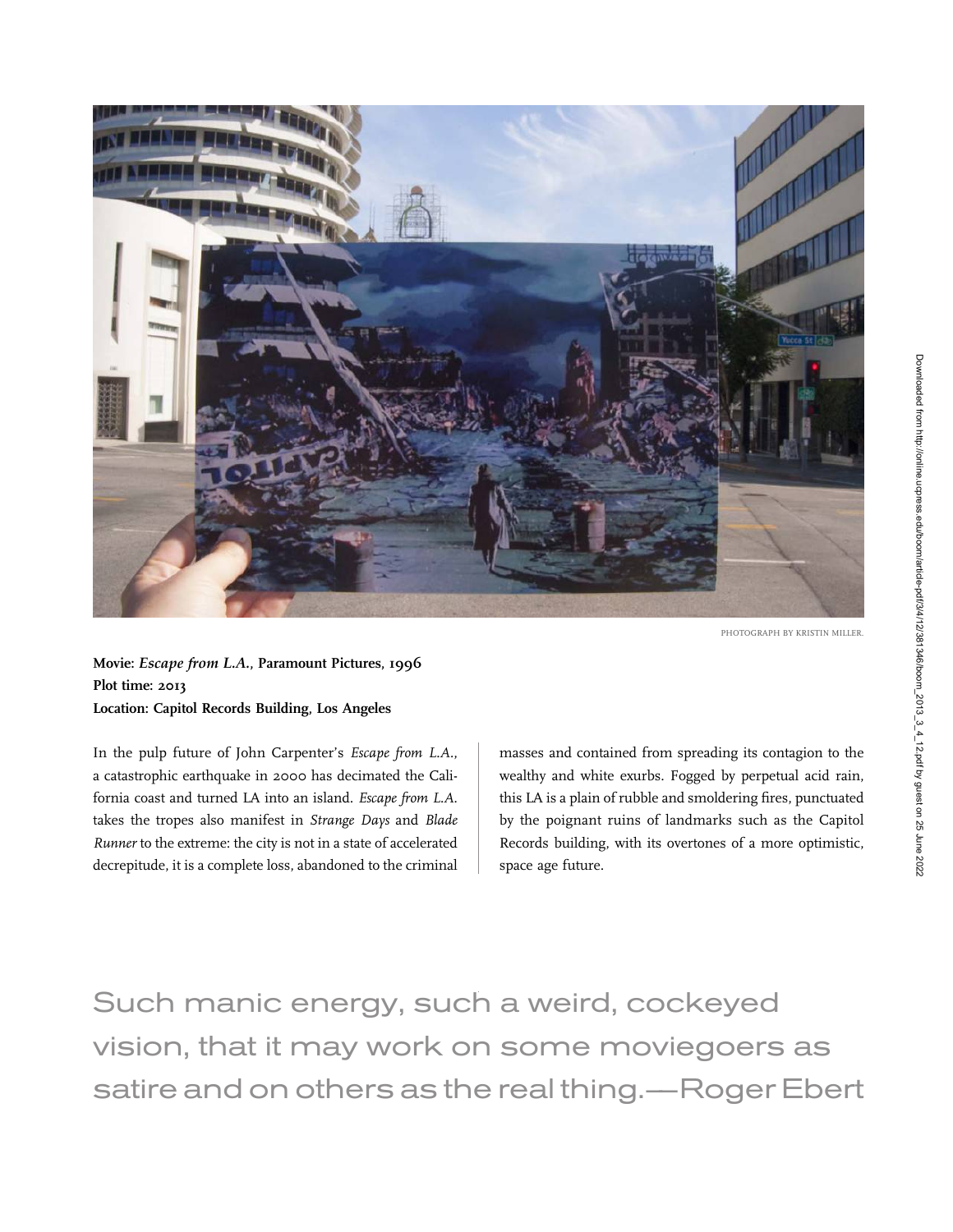PHOTOGRAPH BY KRISTIN MILLER.

**Movie:** ***Escape from L.A.*****, Paramount Pictures, 1996**
**Plot time: 2013**
**Location: Capitol Records Building, Los Angeles**

In the pulp future of John Carpenter's *Escape from L.A.*, a catastrophic earthquake in 2000 has decimated the California coast and turned LA into an island. *Escape from L.A.* takes the tropes also manifest in *Strange Days* and *Blade Runner* to the extreme: the city is not in a state of accelerated decrepitude, it is a complete loss, abandoned to the criminal masses and contained from spreading its contagion to the wealthy and white exurbs. Fogged by perpetual acid rain, this LA is a plain of rubble and smoldering fires, punctuated by the poignant ruins of landmarks such as the Capitol Records building, with its overtones of a more optimistic, space age future.

> Such manic energy, such a weird, cockeyed vision, that it may work on some moviegoers as satire and on others as the real thing.—Roger Ebert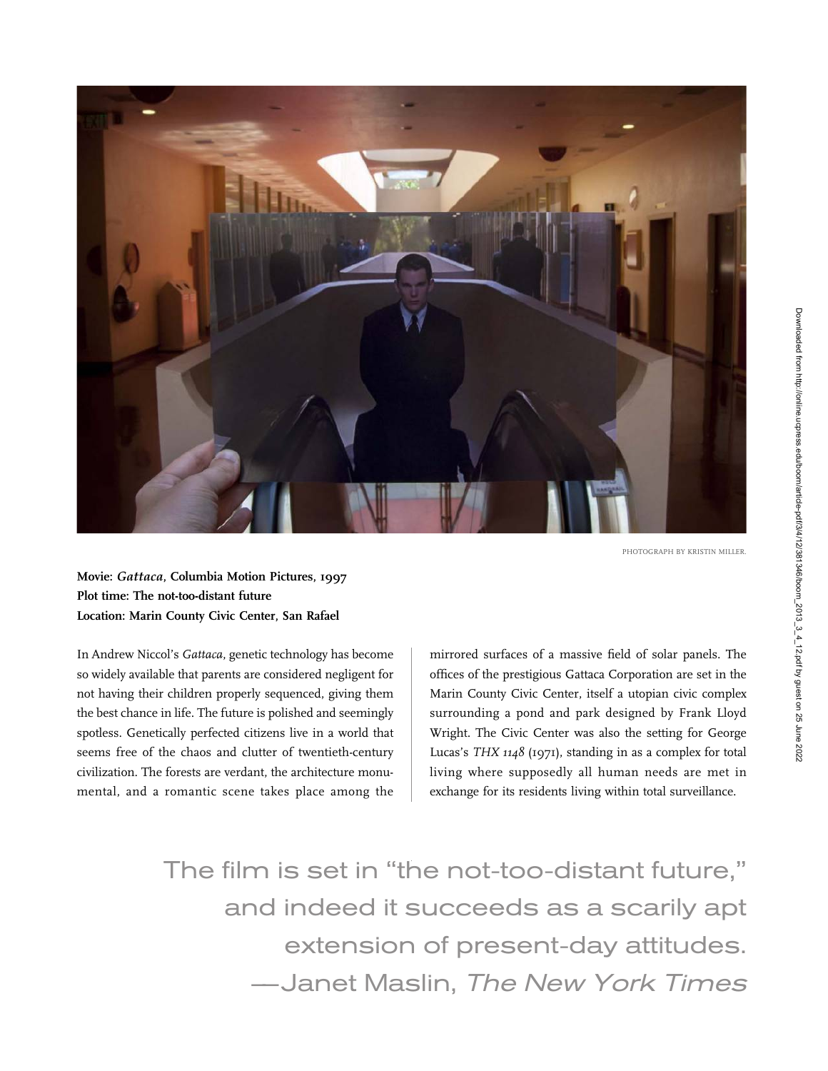PHOTOGRAPH BY KRISTIN MILLER.

**Movie: *Gattaca*, Columbia Motion Pictures, 1997**
**Plot time: The not-too-distant future**
**Location: Marin County Civic Center, San Rafael**

In Andrew Niccol's *Gattaca*, genetic technology has become so widely available that parents are considered negligent for not having their children properly sequenced, giving them the best chance in life. The future is polished and seemingly spotless. Genetically perfected citizens live in a world that seems free of the chaos and clutter of twentieth-century civilization. The forests are verdant, the architecture monumental, and a romantic scene takes place among the mirrored surfaces of a massive field of solar panels. The offices of the prestigious Gattaca Corporation are set in the Marin County Civic Center, itself a utopian civic complex surrounding a pond and park designed by Frank Lloyd Wright. The Civic Center was also the setting for George Lucas's *THX 1148* (1971), standing in as a complex for total living where supposedly all human needs are met in exchange for its residents living within total surveillance.

> The film is set in "the not-too-distant future," and indeed it succeeds as a scarily apt extension of present-day attitudes.
> —Janet Maslin, *The New York Times*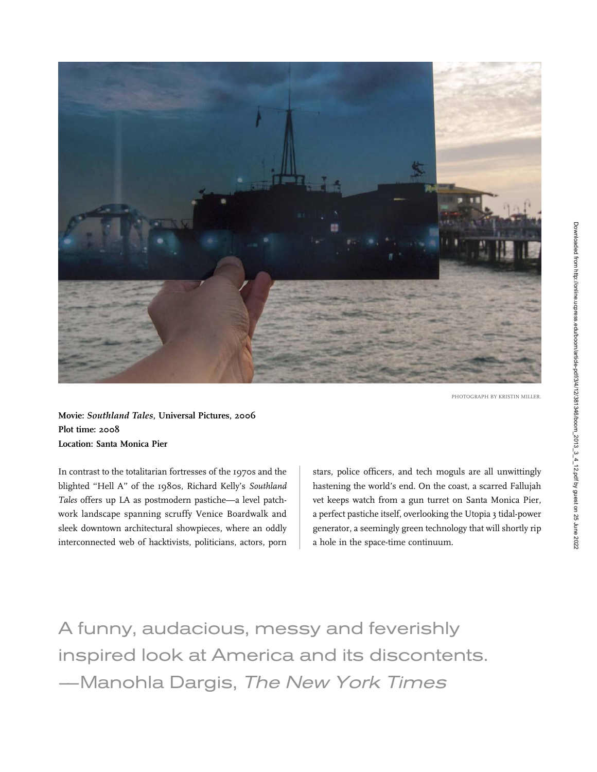PHOTOGRAPH BY KRISTIN MILLER.

**Movie:** ***Southland Tales*****, Universal Pictures, 2006**
**Plot time: 2008**
**Location: Santa Monica Pier**

In contrast to the totalitarian fortresses of the 1970s and the blighted "Hell A" of the 1980s, Richard Kelly's *Southland Tales* offers up LA as postmodern pastiche—a level patchwork landscape spanning scruffy Venice Boardwalk and sleek downtown architectural showpieces, where an oddly interconnected web of hacktivists, politicians, actors, porn stars, police officers, and tech moguls are all unwittingly hastening the world's end. On the coast, a scarred Fallujah vet keeps watch from a gun turret on Santa Monica Pier, a perfect pastiche itself, overlooking the Utopia 3 tidal-power generator, a seemingly green technology that will shortly rip a hole in the space-time continuum.

A funny, audacious, messy and feverishly inspired look at America and its discontents.
—Manohla Dargis, *The New York Times*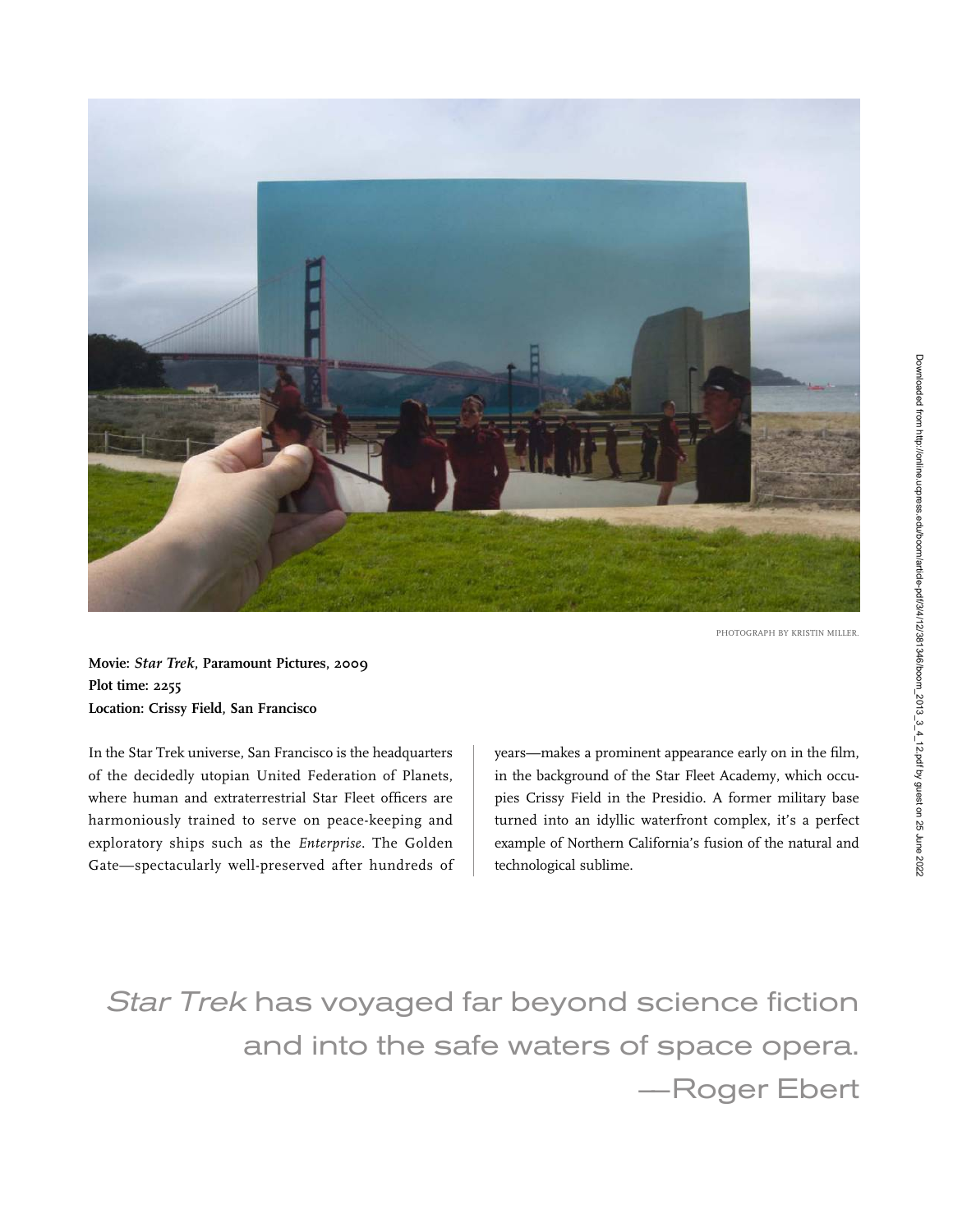PHOTOGRAPH BY KRISTIN MILLER.

**Movie:** ***Star Trek*****, Paramount Pictures, 2009**
**Plot time: 2255**
**Location: Crissy Field, San Francisco**

In the Star Trek universe, San Francisco is the headquarters of the decidedly utopian United Federation of Planets, where human and extraterrestrial Star Fleet officers are harmoniously trained to serve on peace-keeping and exploratory ships such as the *Enterprise*. The Golden Gate—spectacularly well-preserved after hundreds of years—makes a prominent appearance early on in the film, in the background of the Star Fleet Academy, which occupies Crissy Field in the Presidio. A former military base turned into an idyllic waterfront complex, it's a perfect example of Northern California's fusion of the natural and technological sublime.

*Star Trek* has voyaged far beyond science fiction and into the safe waters of space opera.
—Roger Ebert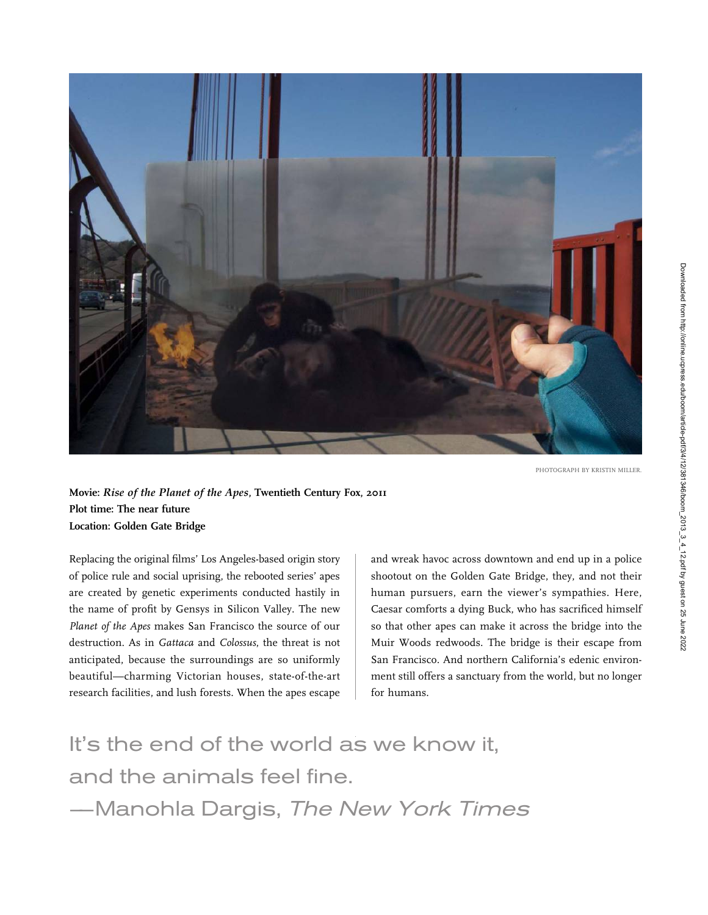PHOTOGRAPH BY KRISTIN MILLER.

**Movie: *Rise of the Planet of the Apes*, Twentieth Century Fox, 2011**
**Plot time: The near future**
**Location: Golden Gate Bridge**

Replacing the original films' Los Angeles-based origin story of police rule and social uprising, the rebooted series' apes are created by genetic experiments conducted hastily in the name of profit by Gensys in Silicon Valley. The new *Planet of the Apes* makes San Francisco the source of our destruction. As in *Gattaca* and *Colossus*, the threat is not anticipated, because the surroundings are so uniformly beautiful—charming Victorian houses, state-of-the-art research facilities, and lush forests. When the apes escape and wreak havoc across downtown and end up in a police shootout on the Golden Gate Bridge, they, and not their human pursuers, earn the viewer's sympathies. Here, Caesar comforts a dying Buck, who has sacrificed himself so that other apes can make it across the bridge into the Muir Woods redwoods. The bridge is their escape from San Francisco. And northern California's edenic environment still offers a sanctuary from the world, but no longer for humans.

It's the end of the world as we know it, and the animals feel fine.
—Manohla Dargis, *The New York Times*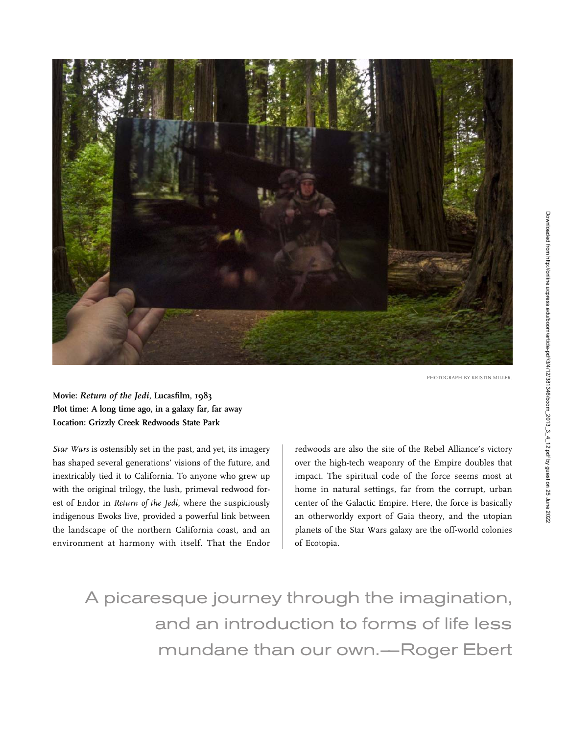PHOTOGRAPH BY KRISTIN MILLER.

**Movie: *Return of the Jedi*, Lucasfilm, 1983**
**Plot time: A long time ago, in a galaxy far, far away**
**Location: Grizzly Creek Redwoods State Park**

*Star Wars* is ostensibly set in the past, and yet, its imagery has shaped several generations' visions of the future, and inextricably tied it to California. To anyone who grew up with the original trilogy, the lush, primeval redwood forest of Endor in *Return of the Jedi*, where the suspiciously indigenous Ewoks live, provided a powerful link between the landscape of the northern California coast, and an environment at harmony with itself. That the Endor redwoods are also the site of the Rebel Alliance's victory over the high-tech weaponry of the Empire doubles that impact. The spiritual code of the force seems most at home in natural settings, far from the corrupt, urban center of the Galactic Empire. Here, the force is basically an otherworldy export of Gaia theory, and the utopian planets of the Star Wars galaxy are the off-world colonies of Ecotopia.

A picaresque journey through the imagination, and an introduction to forms of life less mundane than our own.—Roger Ebert